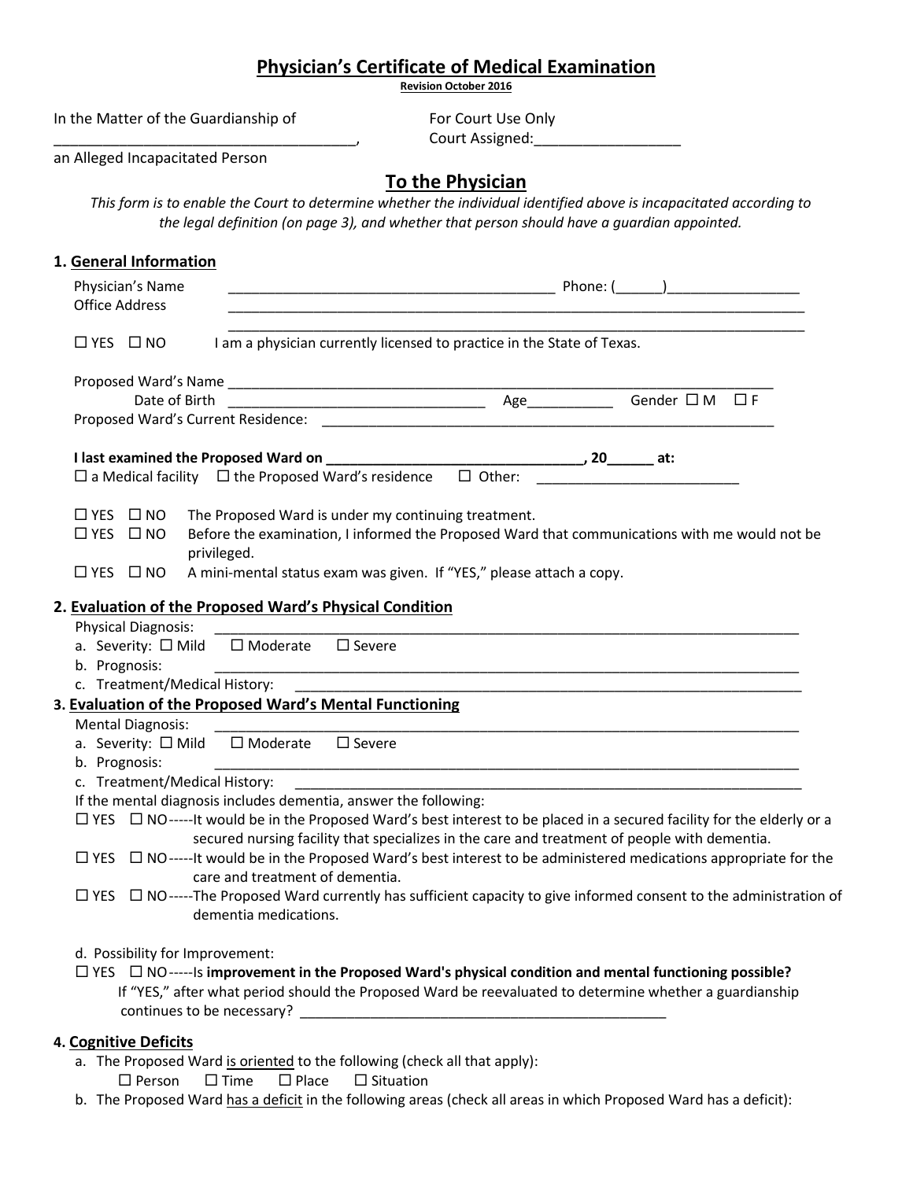# Physician's Certificate of Medical Examination

**Revision October 2016**

In the Matter of the Guardianship of
_____________________________________,
an Alleged Incapacitated Person

For Court Use Only
Court Assigned:__________________

## To the Physician

*This form is to enable the Court to determine whether the individual identified above is incapacitated according to the legal definition (on page 3), and whether that person should have a guardian appointed.*

### 1. General Information

Physician's Name __________________________________________ Phone: (______)_________________
Office Address ____________________________________________________________________________
____________________________________________________________________________

☐ YES ☐ NO I am a physician currently licensed to practice in the State of Texas.

Proposed Ward's Name ______________________________________________________________________
Date of Birth _________________________________ Age___________ Gender ☐ M ☐ F
Proposed Ward's Current Residence: ___________________________________________________________

**I last examined the Proposed Ward on _________________________________, 20______ at:**
☐ a Medical facility ☐ the Proposed Ward's residence ☐ Other: __________________________

☐ YES ☐ NO The Proposed Ward is under my continuing treatment.
☐ YES ☐ NO Before the examination, I informed the Proposed Ward that communications with me would not be privileged.
☐ YES ☐ NO A mini-mental status exam was given. If "YES," please attach a copy.

### 2. Evaluation of the Proposed Ward's Physical Condition

Physical Diagnosis: ___________________________________________________________________________
a. Severity: ☐ Mild ☐ Moderate ☐ Severe
b. Prognosis: ___________________________________________________________________________
c. Treatment/Medical History: _____________________________________________________________

### 3. Evaluation of the Proposed Ward's Mental Functioning

Mental Diagnosis: ___________________________________________________________________________
a. Severity: ☐ Mild ☐ Moderate ☐ Severe
b. Prognosis: ___________________________________________________________________________
c. Treatment/Medical History: _____________________________________________________________

If the mental diagnosis includes dementia, answer the following:

☐ YES ☐ NO-----It would be in the Proposed Ward's best interest to be placed in a secured facility for the elderly or a secured nursing facility that specializes in the care and treatment of people with dementia.
☐ YES ☐ NO-----It would be in the Proposed Ward's best interest to be administered medications appropriate for the care and treatment of dementia.
☐ YES ☐ NO-----The Proposed Ward currently has sufficient capacity to give informed consent to the administration of dementia medications.

d. Possibility for Improvement:
☐ YES ☐ NO-----Is **improvement in the Proposed Ward's physical condition and mental functioning possible?**
If "YES," after what period should the Proposed Ward be reevaluated to determine whether a guardianship continues to be necessary? ________________________________________________

### 4. Cognitive Deficits

a. The Proposed Ward is oriented to the following (check all that apply):
☐ Person ☐ Time ☐ Place ☐ Situation
b. The Proposed Ward has a deficit in the following areas (check all areas in which Proposed Ward has a deficit):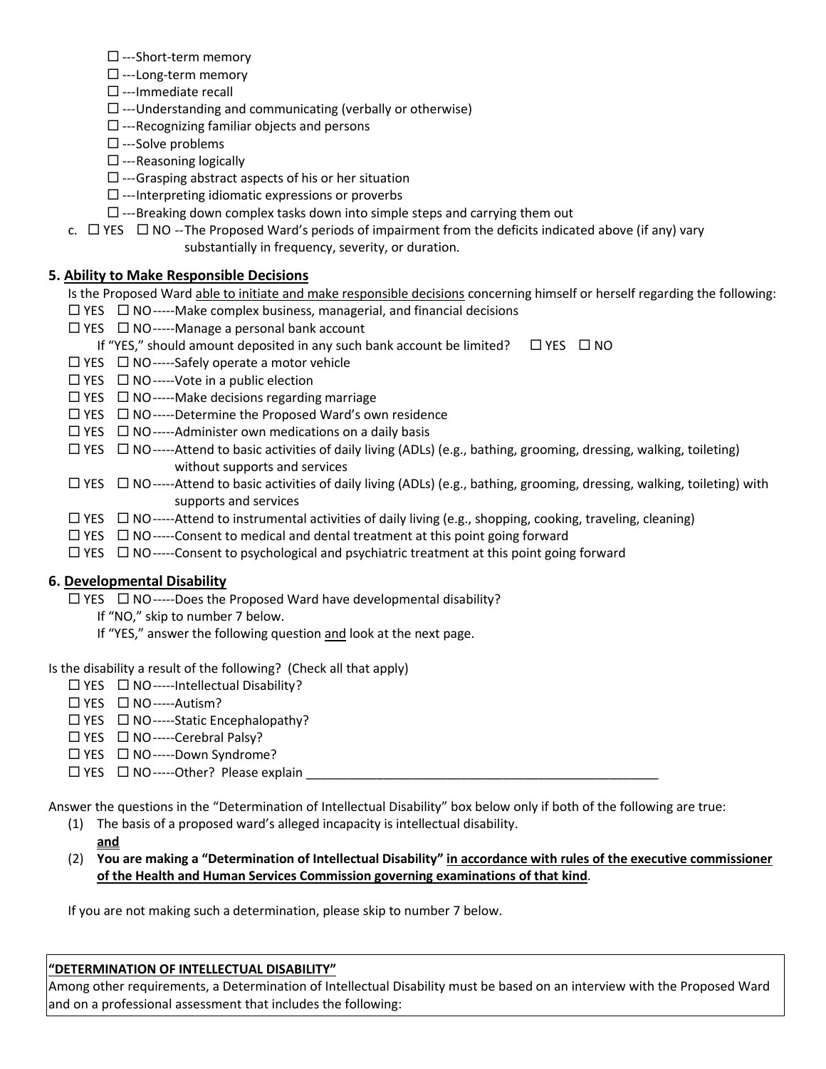- ☐ ---Short-term memory
- ☐ ---Long-term memory
- ☐ ---Immediate recall
- ☐ ---Understanding and communicating (verbally or otherwise)
- ☐ ---Recognizing familiar objects and persons
- ☐ ---Solve problems
- ☐ ---Reasoning logically
- ☐ ---Grasping abstract aspects of his or her situation
- ☐ ---Interpreting idiomatic expressions or proverbs
- ☐ ---Breaking down complex tasks down into simple steps and carrying them out

c. ☐ YES ☐ NO --The Proposed Ward's periods of impairment from the deficits indicated above (if any) vary substantially in frequency, severity, or duration.

## 5. <u>Ability to Make Responsible Decisions</u>

Is the Proposed Ward <u>able to initiate and make responsible decisions</u> concerning himself or herself regarding the following:

- ☐ YES ☐ NO-----Make complex business, managerial, and financial decisions
- ☐ YES ☐ NO-----Manage a personal bank account
  - If "YES," should amount deposited in any such bank account be limited? ☐ YES ☐ NO
- ☐ YES ☐ NO-----Safely operate a motor vehicle
- ☐ YES ☐ NO-----Vote in a public election
- ☐ YES ☐ NO-----Make decisions regarding marriage
- ☐ YES ☐ NO-----Determine the Proposed Ward's own residence
- ☐ YES ☐ NO-----Administer own medications on a daily basis
- ☐ YES ☐ NO-----Attend to basic activities of daily living (ADLs) (e.g., bathing, grooming, dressing, walking, toileting) without supports and services
- ☐ YES ☐ NO-----Attend to basic activities of daily living (ADLs) (e.g., bathing, grooming, dressing, walking, toileting) with supports and services
- ☐ YES ☐ NO-----Attend to instrumental activities of daily living (e.g., shopping, cooking, traveling, cleaning)
- ☐ YES ☐ NO-----Consent to medical and dental treatment at this point going forward
- ☐ YES ☐ NO-----Consent to psychological and psychiatric treatment at this point going forward

## 6. <u>Developmental Disability</u>

☐ YES ☐ NO-----Does the Proposed Ward have developmental disability?

If "NO," skip to number 7 below.

If "YES," answer the following question <u>and</u> look at the next page.

Is the disability a result of the following? (Check all that apply)

- ☐ YES ☐ NO-----Intellectual Disability?
- ☐ YES ☐ NO-----Autism?
- ☐ YES ☐ NO-----Static Encephalopathy?
- ☐ YES ☐ NO-----Cerebral Palsy?
- ☐ YES ☐ NO-----Down Syndrome?
- ☐ YES ☐ NO-----Other? Please explain ____________________________________________________

Answer the questions in the "Determination of Intellectual Disability" box below only if both of the following are true:

(1) The basis of a proposed ward's alleged incapacity is intellectual disability.
**<u>and</u>**
(2) **You are making a "Determination of Intellectual Disability" <u>in accordance with rules of the executive commissioner of the Health and Human Services Commission governing examinations of that kind</u>**.

If you are not making such a determination, please skip to number 7 below.

**<u>"DETERMINATION OF INTELLECTUAL DISABILITY"</u>**

Among other requirements, a Determination of Intellectual Disability must be based on an interview with the Proposed Ward and on a professional assessment that includes the following: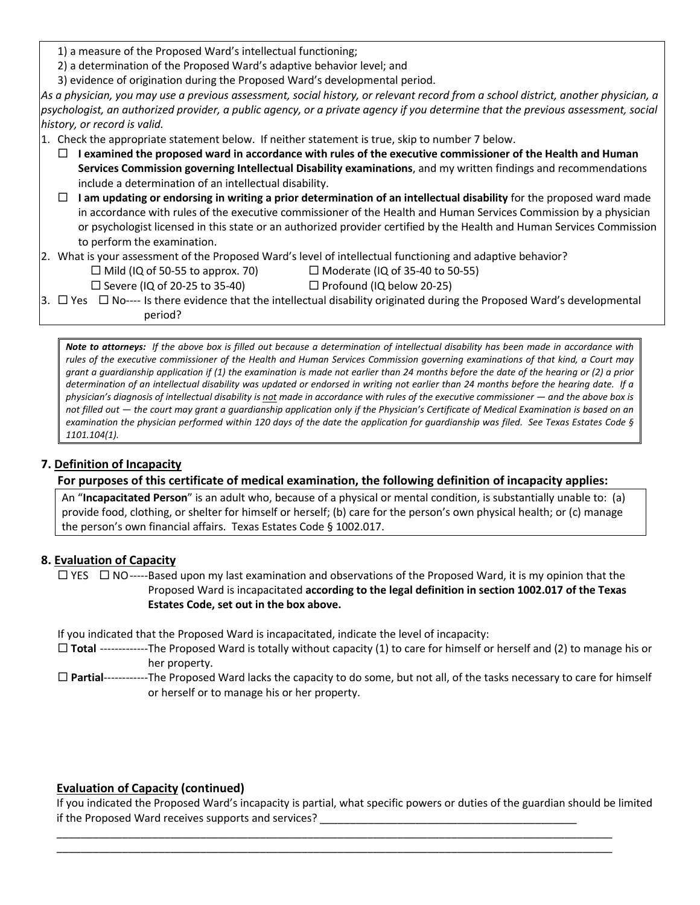1) a measure of the Proposed Ward's intellectual functioning;
2) a determination of the Proposed Ward's adaptive behavior level; and
3) evidence of origination during the Proposed Ward's developmental period.

*As a physician, you may use a previous assessment, social history, or relevant record from a school district, another physician, a psychologist, an authorized provider, a public agency, or a private agency if you determine that the previous assessment, social history, or record is valid.*

1. Check the appropriate statement below. If neither statement is true, skip to number 7 below.
   - ☐ **I examined the proposed ward in accordance with rules of the executive commissioner of the Health and Human Services Commission governing Intellectual Disability examinations**, and my written findings and recommendations include a determination of an intellectual disability.
   - ☐ **I am updating or endorsing in writing a prior determination of an intellectual disability** for the proposed ward made in accordance with rules of the executive commissioner of the Health and Human Services Commission by a physician or psychologist licensed in this state or an authorized provider certified by the Health and Human Services Commission to perform the examination.
2. What is your assessment of the Proposed Ward's level of intellectual functioning and adaptive behavior?
   - ☐ Mild (IQ of 50-55 to approx. 70)
   - ☐ Moderate (IQ of 35-40 to 50-55)
   - ☐ Severe (IQ of 20-25 to 35-40)
   - ☐ Profound (IQ below 20-25)
3. ☐ Yes ☐ No---- Is there evidence that the intellectual disability originated during the Proposed Ward's developmental period?

***Note to attorneys:*** *If the above box is filled out because a determination of intellectual disability has been made in accordance with rules of the executive commissioner of the Health and Human Services Commission governing examinations of that kind, a Court may grant a guardianship application if (1) the examination is made not earlier than 24 months before the date of the hearing or (2) a prior determination of an intellectual disability was updated or endorsed in writing not earlier than 24 months before the hearing date. If a physician's diagnosis of intellectual disability is not made in accordance with rules of the executive commissioner — and the above box is not filled out — the court may grant a guardianship application only if the Physician's Certificate of Medical Examination is based on an examination the physician performed within 120 days of the date the application for guardianship was filed. See Texas Estates Code § 1101.104(1).*

## 7. Definition of Incapacity

**For purposes of this certificate of medical examination, the following definition of incapacity applies:**

An "**Incapacitated Person**" is an adult who, because of a physical or mental condition, is substantially unable to: (a) provide food, clothing, or shelter for himself or herself; (b) care for the person's own physical health; or (c) manage the person's own financial affairs. Texas Estates Code § 1002.017.

## 8. Evaluation of Capacity

☐ YES ☐ NO-----Based upon my last examination and observations of the Proposed Ward, it is my opinion that the Proposed Ward is incapacitated **according to the legal definition in section 1002.017 of the Texas Estates Code, set out in the box above.**

If you indicated that the Proposed Ward is incapacitated, indicate the level of incapacity:

☐ **Total** -------------The Proposed Ward is totally without capacity (1) to care for himself or herself and (2) to manage his or her property.

☐ **Partial**------------The Proposed Ward lacks the capacity to do some, but not all, of the tasks necessary to care for himself or herself or to manage his or her property.

**Evaluation of Capacity (continued)**

If you indicated the Proposed Ward's incapacity is partial, what specific powers or duties of the guardian should be limited if the Proposed Ward receives supports and services? ____________________________________________

____________________________________________________________________________________________________

____________________________________________________________________________________________________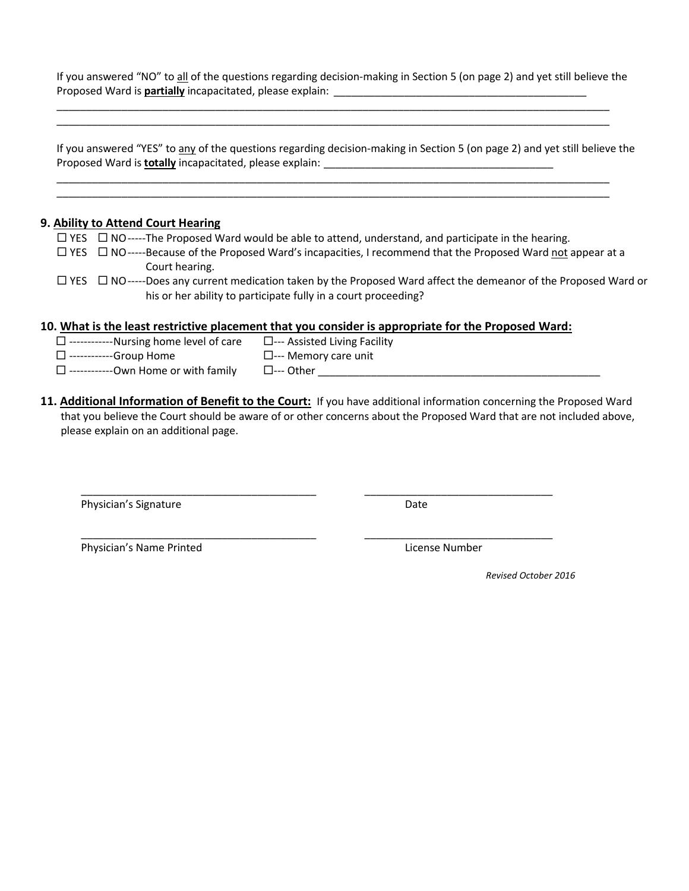If you answered "NO" to <u>all</u> of the questions regarding decision-making in Section 5 (on page 2) and yet still believe the Proposed Ward is **partially** incapacitated, please explain: ____________________________________________

____________________________________________________________________________________________________

____________________________________________________________________________________________________

If you answered "YES" to <u>any</u> of the questions regarding decision-making in Section 5 (on page 2) and yet still believe the Proposed Ward is **totally** incapacitated, please explain: ________________________________________

____________________________________________________________________________________________________

____________________________________________________________________________________________________

**9. <u>Ability to Attend Court Hearing</u>**

☐ YES ☐ NO-----The Proposed Ward would be able to attend, understand, and participate in the hearing.

☐ YES ☐ NO-----Because of the Proposed Ward's incapacities, I recommend that the Proposed Ward <u>not</u> appear at a Court hearing.

☐ YES ☐ NO-----Does any current medication taken by the Proposed Ward affect the demeanor of the Proposed Ward or his or her ability to participate fully in a court proceeding?

**10. <u>What is the least restrictive placement that you consider is appropriate for the Proposed Ward:</u>**

☐ ------------Nursing home level of care ☐--- Assisted Living Facility

☐ ------------Group Home ☐--- Memory care unit

☐ ------------Own Home or with family ☐--- Other __________________________________________________

**11. <u>Additional Information of Benefit to the Court:</u>** If you have additional information concerning the Proposed Ward that you believe the Court should be aware of or other concerns about the Proposed Ward that are not included above, please explain on an additional page.

________________________________________ ________________________________
Physician's Signature Date

________________________________________ ________________________________
Physician's Name Printed License Number

*Revised October 2016*